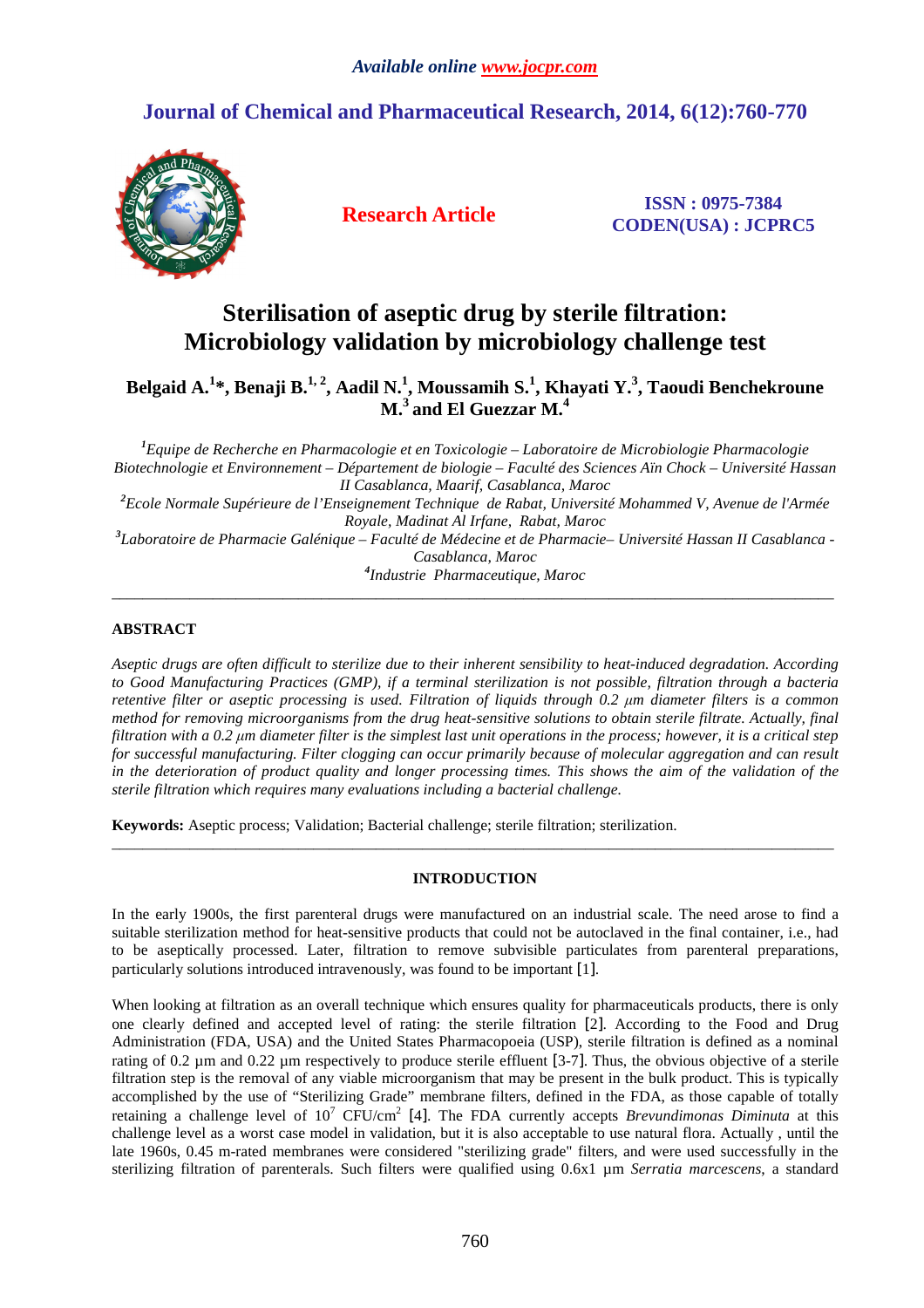# Sterilisation of aseptic drug by sterile filtration: Microbiology validation by microbiology challenge test

**Belgaid A.[1]*, Benaji B.[1,2], Aadil N.[1], Moussamih S.[1], Khayati Y.[3], Taoudi Benchekroune M.[3] and El Guezzar M.[4]**

[1]*Equipe de Recherche en Pharmacologie et en Toxicologie – Laboratoire de Microbiologie Pharmacologie Biotechnologie et Environnement – Département de biologie – Faculté des Sciences Aïn Chock – Université Hassan II Casablanca, Maarif, Casablanca, Maroc*

[2]*Ecole Normale Supérieure de l'Enseignement Technique de Rabat, Université Mohammed V, Avenue de l'Armée Royale, Madinat Al Irfane, Rabat, Maroc*

[3]*Laboratoire de Pharmacie Galénique – Faculté de Médecine et de Pharmacie– Université Hassan II Casablanca - Casablanca, Maroc*

[4]*Industrie Pharmaceutique, Maroc*

---

## ABSTRACT

*Aseptic drugs are often difficult to sterilize due to their inherent sensibility to heat-induced degradation. According to Good Manufacturing Practices (GMP), if a terminal sterilization is not possible, filtration through a bacteria retentive filter or aseptic processing is used. Filtration of liquids through 0.2 µm diameter filters is a common method for removing microorganisms from the drug heat-sensitive solutions to obtain sterile filtrate. Actually, final filtration with a 0.2 µm diameter filter is the simplest last unit operations in the process; however, it is a critical step for successful manufacturing. Filter clogging can occur primarily because of molecular aggregation and can result in the deterioration of product quality and longer processing times. This shows the aim of the validation of the sterile filtration which requires many evaluations including a bacterial challenge.*

**Keywords:** Aseptic process; Validation; Bacterial challenge; sterile filtration; sterilization.

---

## INTRODUCTION

In the early 1900s, the first parenteral drugs were manufactured on an industrial scale. The need arose to find a suitable sterilization method for heat-sensitive products that could not be autoclaved in the final container, i.e., had to be aseptically processed. Later, filtration to remove subvisible particulates from parenteral preparations, particularly solutions introduced intravenously, was found to be important [1].

When looking at filtration as an overall technique which ensures quality for pharmaceuticals products, there is only one clearly defined and accepted level of rating: the sterile filtration [2]. According to the Food and Drug Administration (FDA, USA) and the United States Pharmacopoeia (USP), sterile filtration is defined as a nominal rating of 0.2 µm and 0.22 µm respectively to produce sterile effluent [3-7]. Thus, the obvious objective of a sterile filtration step is the removal of any viable microorganism that may be present in the bulk product. This is typically accomplished by the use of "Sterilizing Grade" membrane filters, defined in the FDA, as those capable of totally retaining a challenge level of $10^7$ CFU/cm$^2$ [4]. The FDA currently accepts *Brevundimonas Diminuta* at this challenge level as a worst case model in validation, but it is also acceptable to use natural flora. Actually , until the late 1960s, 0.45 m-rated membranes were considered "sterilizing grade" filters, and were used successfully in the sterilizing filtration of parenterals. Such filters were qualified using 0.6x1 µm *Serratia marcescens*, a standard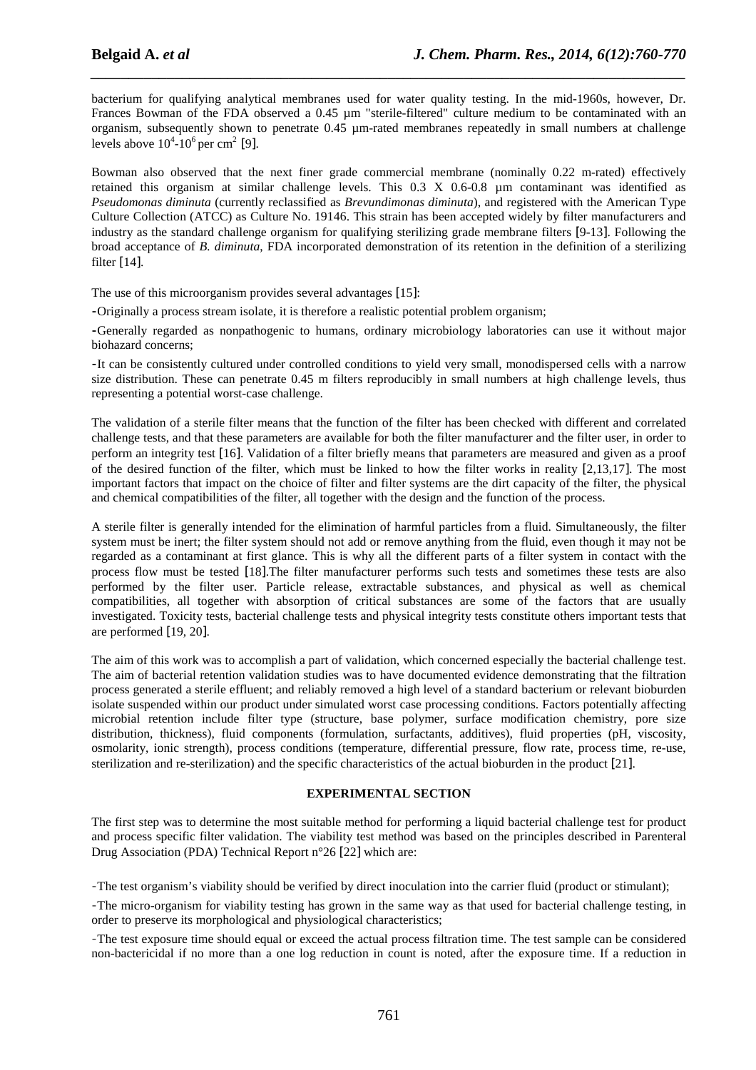bacterium for qualifying analytical membranes used for water quality testing. In the mid-1960s, however, Dr. Frances Bowman of the FDA observed a 0.45 µm "sterile-filtered" culture medium to be contaminated with an organism, subsequently shown to penetrate 0.45 µm-rated membranes repeatedly in small numbers at challenge levels above $10^4$-$10^6$ per $cm^2$ [9].

Bowman also observed that the next finer grade commercial membrane (nominally 0.22 m-rated) effectively retained this organism at similar challenge levels. This 0.3 X 0.6-0.8 µm contaminant was identified as *Pseudomonas diminuta* (currently reclassified as *Brevundimonas diminuta*), and registered with the American Type Culture Collection (ATCC) as Culture No. 19146. This strain has been accepted widely by filter manufacturers and industry as the standard challenge organism for qualifying sterilizing grade membrane filters [9-13]. Following the broad acceptance of *B. diminuta*, FDA incorporated demonstration of its retention in the definition of a sterilizing filter [14].

The use of this microorganism provides several advantages [15]:

-Originally a process stream isolate, it is therefore a realistic potential problem organism;

-Generally regarded as nonpathogenic to humans, ordinary microbiology laboratories can use it without major biohazard concerns;

-It can be consistently cultured under controlled conditions to yield very small, monodispersed cells with a narrow size distribution. These can penetrate 0.45 m filters reproducibly in small numbers at high challenge levels, thus representing a potential worst-case challenge.

The validation of a sterile filter means that the function of the filter has been checked with different and correlated challenge tests, and that these parameters are available for both the filter manufacturer and the filter user, in order to perform an integrity test [16]. Validation of a filter briefly means that parameters are measured and given as a proof of the desired function of the filter, which must be linked to how the filter works in reality [2,13,17]. The most important factors that impact on the choice of filter and filter systems are the dirt capacity of the filter, the physical and chemical compatibilities of the filter, all together with the design and the function of the process.

A sterile filter is generally intended for the elimination of harmful particles from a fluid. Simultaneously, the filter system must be inert; the filter system should not add or remove anything from the fluid, even though it may not be regarded as a contaminant at first glance. This is why all the different parts of a filter system in contact with the process flow must be tested [18].The filter manufacturer performs such tests and sometimes these tests are also performed by the filter user. Particle release, extractable substances, and physical as well as chemical compatibilities, all together with absorption of critical substances are some of the factors that are usually investigated. Toxicity tests, bacterial challenge tests and physical integrity tests constitute others important tests that are performed [19, 20].

The aim of this work was to accomplish a part of validation, which concerned especially the bacterial challenge test. The aim of bacterial retention validation studies was to have documented evidence demonstrating that the filtration process generated a sterile effluent; and reliably removed a high level of a standard bacterium or relevant bioburden isolate suspended within our product under simulated worst case processing conditions. Factors potentially affecting microbial retention include filter type (structure, base polymer, surface modification chemistry, pore size distribution, thickness), fluid components (formulation, surfactants, additives), fluid properties (pH, viscosity, osmolarity, ionic strength), process conditions (temperature, differential pressure, flow rate, process time, re-use, sterilization and re-sterilization) and the specific characteristics of the actual bioburden in the product [21].

## EXPERIMENTAL SECTION

The first step was to determine the most suitable method for performing a liquid bacterial challenge test for product and process specific filter validation. The viability test method was based on the principles described in Parenteral Drug Association (PDA) Technical Report n°26 [22] which are:

-The test organism's viability should be verified by direct inoculation into the carrier fluid (product or stimulant);

-The micro-organism for viability testing has grown in the same way as that used for bacterial challenge testing, in order to preserve its morphological and physiological characteristics;

-The test exposure time should equal or exceed the actual process filtration time. The test sample can be considered non-bactericidal if no more than a one log reduction in count is noted, after the exposure time. If a reduction in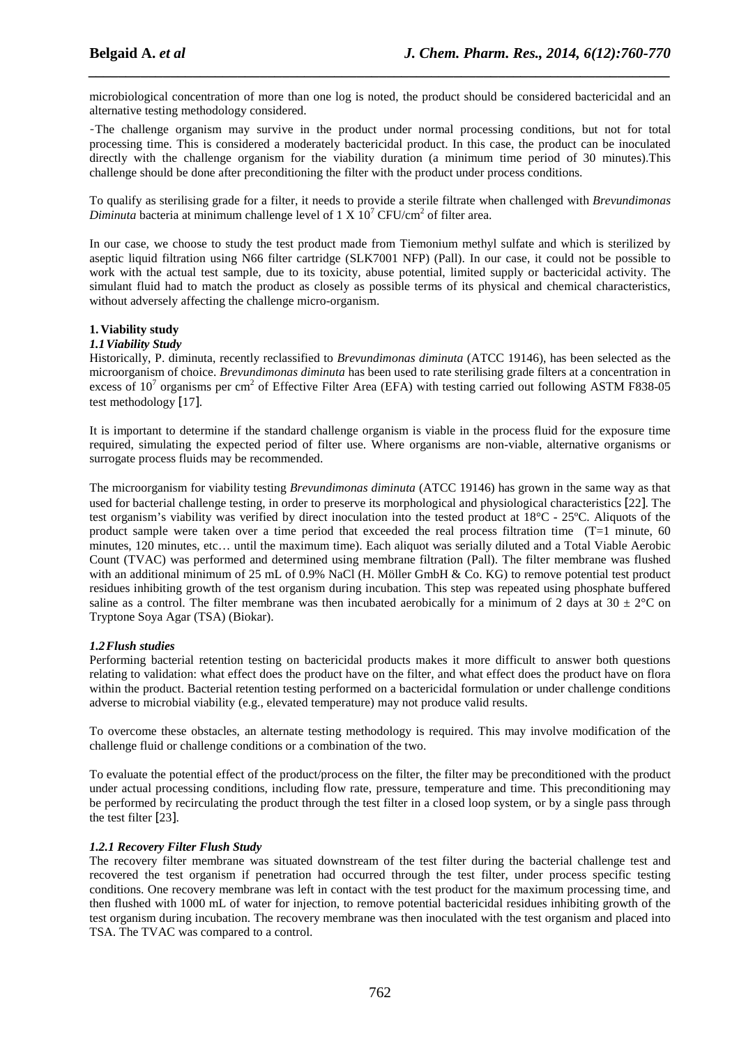microbiological concentration of more than one log is noted, the product should be considered bactericidal and an alternative testing methodology considered.

-The challenge organism may survive in the product under normal processing conditions, but not for total processing time. This is considered a moderately bactericidal product. In this case, the product can be inoculated directly with the challenge organism for the viability duration (a minimum time period of 30 minutes).This challenge should be done after preconditioning the filter with the product under process conditions.

To qualify as sterilising grade for a filter, it needs to provide a sterile filtrate when challenged with *Brevundimonas Diminuta* bacteria at minimum challenge level of 1 X $10^7$ CFU/$cm^2$ of filter area.

In our case, we choose to study the test product made from Tiemonium methyl sulfate and which is sterilized by aseptic liquid filtration using N66 filter cartridge (SLK7001 NFP) (Pall). In our case, it could not be possible to work with the actual test sample, due to its toxicity, abuse potential, limited supply or bactericidal activity. The simulant fluid had to match the product as closely as possible terms of its physical and chemical characteristics, without adversely affecting the challenge micro-organism.

## 1. Viability study

### *1.1 Viability Study*

Historically, P. diminuta, recently reclassified to *Brevundimonas diminuta* (ATCC 19146), has been selected as the microorganism of choice. *Brevundimonas diminuta* has been used to rate sterilising grade filters at a concentration in excess of $10^7$ organisms per $cm^2$ of Effective Filter Area (EFA) with testing carried out following ASTM F838-05 test methodology [17].

It is important to determine if the standard challenge organism is viable in the process fluid for the exposure time required, simulating the expected period of filter use. Where organisms are non-viable, alternative organisms or surrogate process fluids may be recommended.

The microorganism for viability testing *Brevundimonas diminuta* (ATCC 19146) has grown in the same way as that used for bacterial challenge testing, in order to preserve its morphological and physiological characteristics [22]. The test organism's viability was verified by direct inoculation into the tested product at 18°C - 25ºC. Aliquots of the product sample were taken over a time period that exceeded the real process filtration time (T=1 minute, 60 minutes, 120 minutes, etc… until the maximum time). Each aliquot was serially diluted and a Total Viable Aerobic Count (TVAC) was performed and determined using membrane filtration (Pall). The filter membrane was flushed with an additional minimum of 25 mL of 0.9% NaCl (H. Möller GmbH & Co. KG) to remove potential test product residues inhibiting growth of the test organism during incubation. This step was repeated using phosphate buffered saline as a control. The filter membrane was then incubated aerobically for a minimum of 2 days at 30 ± 2°C on Tryptone Soya Agar (TSA) (Biokar).

### *1.2 Flush studies*

Performing bacterial retention testing on bactericidal products makes it more difficult to answer both questions relating to validation: what effect does the product have on the filter, and what effect does the product have on flora within the product. Bacterial retention testing performed on a bactericidal formulation or under challenge conditions adverse to microbial viability (e.g., elevated temperature) may not produce valid results.

To overcome these obstacles, an alternate testing methodology is required. This may involve modification of the challenge fluid or challenge conditions or a combination of the two.

To evaluate the potential effect of the product/process on the filter, the filter may be preconditioned with the product under actual processing conditions, including flow rate, pressure, temperature and time. This preconditioning may be performed by recirculating the product through the test filter in a closed loop system, or by a single pass through the test filter [23].

#### *1.2.1 Recovery Filter Flush Study*

The recovery filter membrane was situated downstream of the test filter during the bacterial challenge test and recovered the test organism if penetration had occurred through the test filter, under process specific testing conditions. One recovery membrane was left in contact with the test product for the maximum processing time, and then flushed with 1000 mL of water for injection, to remove potential bactericidal residues inhibiting growth of the test organism during incubation. The recovery membrane was then inoculated with the test organism and placed into TSA. The TVAC was compared to a control.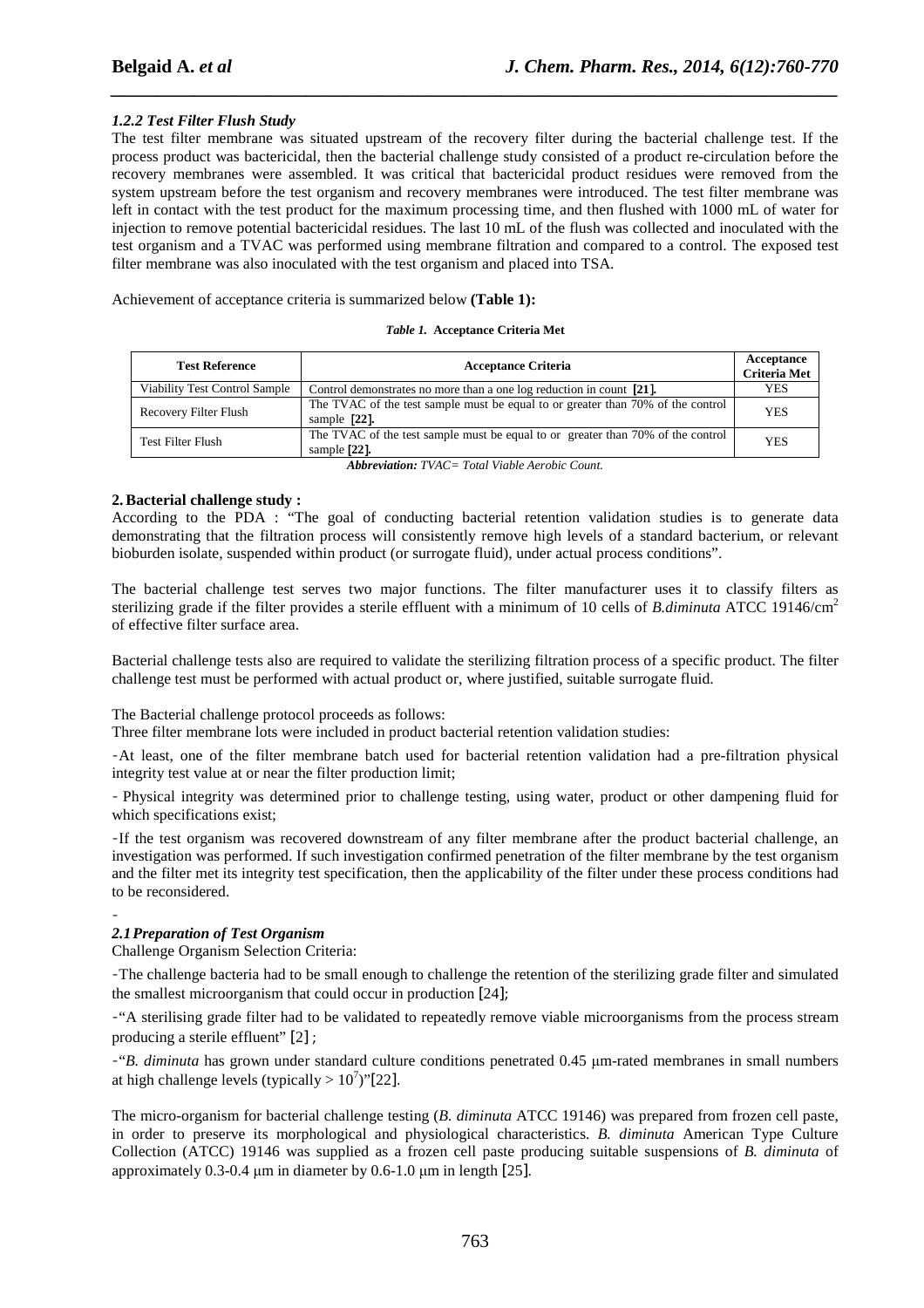### *1.2.2 Test Filter Flush Study*

The test filter membrane was situated upstream of the recovery filter during the bacterial challenge test. If the process product was bactericidal, then the bacterial challenge study consisted of a product re-circulation before the recovery membranes were assembled. It was critical that bactericidal product residues were removed from the system upstream before the test organism and recovery membranes were introduced. The test filter membrane was left in contact with the test product for the maximum processing time, and then flushed with 1000 mL of water for injection to remove potential bactericidal residues. The last 10 mL of the flush was collected and inoculated with the test organism and a TVAC was performed using membrane filtration and compared to a control. The exposed test filter membrane was also inoculated with the test organism and placed into TSA.

Achievement of acceptance criteria is summarized below **(Table 1):**

***Table 1.*** **Acceptance Criteria Met**

| Test Reference | Acceptance Criteria | Acceptance Criteria Met |
|---|---|---|
| Viability Test Control Sample | Control demonstrates no more than a one log reduction in count **[21].** | YES |
| Recovery Filter Flush | The TVAC of the test sample must be equal to or greater than 70% of the control sample **[22].** | YES |
| Test Filter Flush | The TVAC of the test sample must be equal to or greater than 70% of the control sample **[22].** | YES |

***Abbreviation:*** *TVAC= Total Viable Aerobic Count.*

## 2. Bacterial challenge study :

According to the PDA : "The goal of conducting bacterial retention validation studies is to generate data demonstrating that the filtration process will consistently remove high levels of a standard bacterium, or relevant bioburden isolate, suspended within product (or surrogate fluid), under actual process conditions".

The bacterial challenge test serves two major functions. The filter manufacturer uses it to classify filters as sterilizing grade if the filter provides a sterile effluent with a minimum of 10 cells of *B.diminuta* ATCC 19146/$cm^2$ of effective filter surface area.

Bacterial challenge tests also are required to validate the sterilizing filtration process of a specific product. The filter challenge test must be performed with actual product or, where justified, suitable surrogate fluid.

The Bacterial challenge protocol proceeds as follows:

Three filter membrane lots were included in product bacterial retention validation studies:

- At least, one of the filter membrane batch used for bacterial retention validation had a pre-filtration physical integrity test value at or near the filter production limit;

- Physical integrity was determined prior to challenge testing, using water, product or other dampening fluid for which specifications exist;

- If the test organism was recovered downstream of any filter membrane after the product bacterial challenge, an investigation was performed. If such investigation confirmed penetration of the filter membrane by the test organism and the filter met its integrity test specification, then the applicability of the filter under these process conditions had to be reconsidered.

-

### *2.1 Preparation of Test Organism*

Challenge Organism Selection Criteria:

- The challenge bacteria had to be small enough to challenge the retention of the sterilizing grade filter and simulated the smallest microorganism that could occur in production [24];

- "A sterilising grade filter had to be validated to repeatedly remove viable microorganisms from the process stream producing a sterile effluent" [2] ;

- "*B. diminuta* has grown under standard culture conditions penetrated 0.45 μm-rated membranes in small numbers at high challenge levels (typically > $10^7$)"[22].

The micro-organism for bacterial challenge testing (*B. diminuta* ATCC 19146) was prepared from frozen cell paste, in order to preserve its morphological and physiological characteristics. *B. diminuta* American Type Culture Collection (ATCC) 19146 was supplied as a frozen cell paste producing suitable suspensions of *B. diminuta* of approximately 0.3-0.4 μm in diameter by 0.6-1.0 μm in length [25].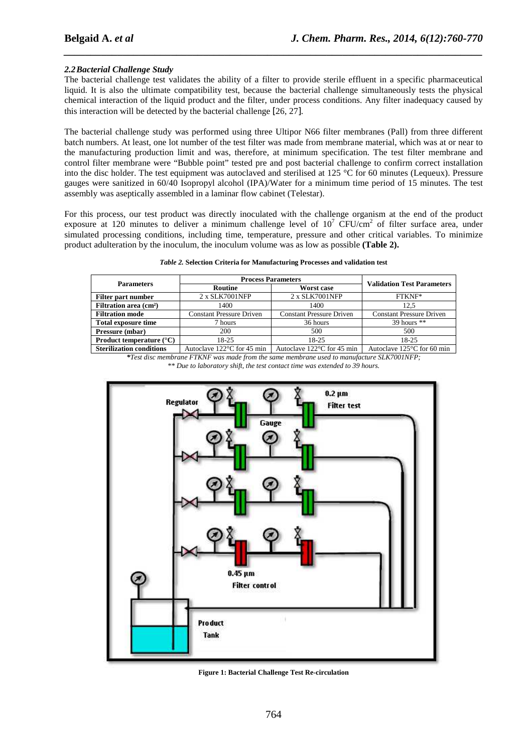### 2.2 Bacterial Challenge Study

The bacterial challenge test validates the ability of a filter to provide sterile effluent in a specific pharmaceutical liquid. It is also the ultimate compatibility test, because the bacterial challenge simultaneously tests the physical chemical interaction of the liquid product and the filter, under process conditions. Any filter inadequacy caused by this interaction will be detected by the bacterial challenge [26, 27].

The bacterial challenge study was performed using three Ultipor N66 filter membranes (Pall) from three different batch numbers. At least, one lot number of the test filter was made from membrane material, which was at or near to the manufacturing production limit and was, therefore, at minimum specification. The test filter membrane and control filter membrane were "Bubble point" tested pre and post bacterial challenge to confirm correct installation into the disc holder. The test equipment was autoclaved and sterilised at 125 °C for 60 minutes (Lequeux). Pressure gauges were sanitized in 60/40 Isopropyl alcohol (IPA)/Water for a minimum time period of 15 minutes. The test assembly was aseptically assembled in a laminar flow cabinet (Telestar).

For this process, our test product was directly inoculated with the challenge organism at the end of the product exposure at 120 minutes to deliver a minimum challenge level of $10^7$ CFU/$cm^2$ of filter surface area, under simulated processing conditions, including time, temperature, pressure and other critical variables. To minimize product adulteration by the inoculum, the inoculum volume was as low as possible **(Table 2).**

***Table 2.*** **Selection Criteria for Manufacturing Processes and validation test**

| Parameters | Process Parameters | | Validation Test Parameters |
|---|---|---|---|
| | Routine | Worst case | |
| **Filter part number** | 2 x SLK7001NFP | 2 x SLK7001NFP | FTKNF* |
| **Filtration area ($cm^2$)** | 1400 | 1400 | 12,5 |
| **Filtration mode** | Constant Pressure Driven | Constant Pressure Driven | Constant Pressure Driven |
| **Total exposure time** | 7 hours | 36 hours | 39 hours ** |
| **Pressure (mbar)** | 200 | 500 | 500 |
| **Product temperature (°C)** | 18-25 | 18-25 | 18-25 |
| **Sterilization conditions** | Autoclave 122°C for 45 min | Autoclave 122°C for 45 min | Autoclave 125°C for 60 min |

*\*Test disc membrane FTKNF was made from the same membrane used to manufacture SLK7001NFP;*
*\*\* Due to laboratory shift, the test contact time was extended to 39 hours.*

**Figure 1: Bacterial Challenge Test Re-circulation**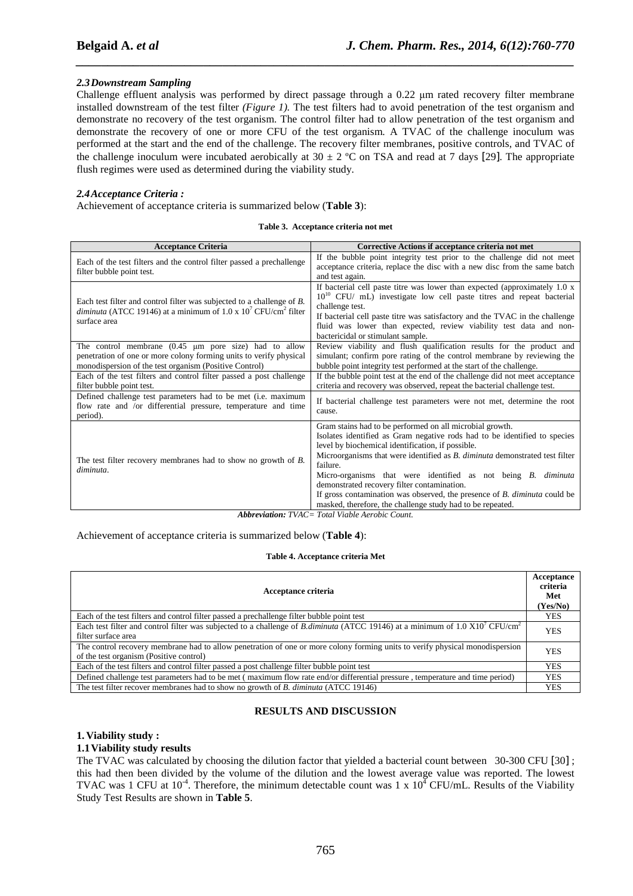### *2.3 Downstream Sampling*

Challenge effluent analysis was performed by direct passage through a 0.22 μm rated recovery filter membrane installed downstream of the test filter *(Figure 1).* The test filters had to avoid penetration of the test organism and demonstrate no recovery of the test organism. The control filter had to allow penetration of the test organism and demonstrate the recovery of one or more CFU of the test organism. A TVAC of the challenge inoculum was performed at the start and the end of the challenge. The recovery filter membranes, positive controls, and TVAC of the challenge inoculum were incubated aerobically at $30 \pm 2$ ºC on TSA and read at 7 days [29]. The appropriate flush regimes were used as determined during the viability study.

### *2.4 Acceptance Criteria :*

Achievement of acceptance criteria is summarized below (**Table 3**):

**Table 3. Acceptance criteria not met**

| Acceptance Criteria | Corrective Actions if acceptance criteria not met |
|---|---|
| Each of the test filters and the control filter passed a prechallenge filter bubble point test. | If the bubble point integrity test prior to the challenge did not meet acceptance criteria, replace the disc with a new disc from the same batch and test again. |
| Each test filter and control filter was subjected to a challenge of *B. diminuta* (ATCC 19146) at a minimum of $1.0 \times 10^7$ CFU/cm$^2$ filter surface area | If bacterial cell paste titre was lower than expected (approximately $1.0 \times 10^{10}$ CFU/ mL) investigate low cell paste titres and repeat bacterial challenge test. If bacterial cell paste titre was satisfactory and the TVAC in the challenge fluid was lower than expected, review viability test data and non-bactericidal or stimulant sample. |
| The control membrane (0.45 μm pore size) had to allow penetration of one or more colony forming units to verify physical monodispersion of the test organism (Positive Control) | Review viability and flush qualification results for the product and simulant; confirm pore rating of the control membrane by reviewing the bubble point integrity test performed at the start of the challenge. |
| Each of the test filters and control filter passed a post challenge filter bubble point test. | If the bubble point test at the end of the challenge did not meet acceptance criteria and recovery was observed, repeat the bacterial challenge test. |
| Defined challenge test parameters had to be met (i.e. maximum flow rate and /or differential pressure, temperature and time period). | If bacterial challenge test parameters were not met, determine the root cause. |
| The test filter recovery membranes had to show no growth of *B. diminuta*. | Gram stains had to be performed on all microbial growth. Isolates identified as Gram negative rods had to be identified to species level by biochemical identification, if possible. Microorganisms that were identified as *B. diminuta* demonstrated test filter failure. Micro-organisms that were identified as not being *B. diminuta* demonstrated recovery filter contamination. If gross contamination was observed, the presence of *B. diminuta* could be masked, therefore, the challenge study had to be repeated. |

***Abbreviation:** TVAC= Total Viable Aerobic Count.*

Achievement of acceptance criteria is summarized below (**Table 4**):

**Table 4. Acceptance criteria Met**

| Acceptance criteria | Acceptance criteria Met (Yes/No) |
|---|---|
| Each of the test filters and control filter passed a prechallenge filter bubble point test | YES |
| Each test filter and control filter was subjected to a challenge of *B.diminuta* (ATCC 19146) at a minimum of $1.0 \times 10^7$ CFU/cm$^2$ filter surface area | YES |
| The control recovery membrane had to allow penetration of one or more colony forming units to verify physical monodispersion of the test organism (Positive control) | YES |
| Each of the test filters and control filter passed a post challenge filter bubble point test | YES |
| Defined challenge test parameters had to be met ( maximum flow rate end/or differential pressure , temperature and time period) | YES |
| The test filter recover membranes had to show no growth of *B. diminuta* (ATCC 19146) | YES |

## RESULTS AND DISCUSSION

### 1. Viability study :

### 1.1 Viability study results

The TVAC was calculated by choosing the dilution factor that yielded a bacterial count between 30-300 CFU [30] ; this had then been divided by the volume of the dilution and the lowest average value was reported. The lowest TVAC was 1 CFU at $10^{-4}$. Therefore, the minimum detectable count was $1 \times 10^4$ CFU/mL. Results of the Viability Study Test Results are shown in **Table 5**.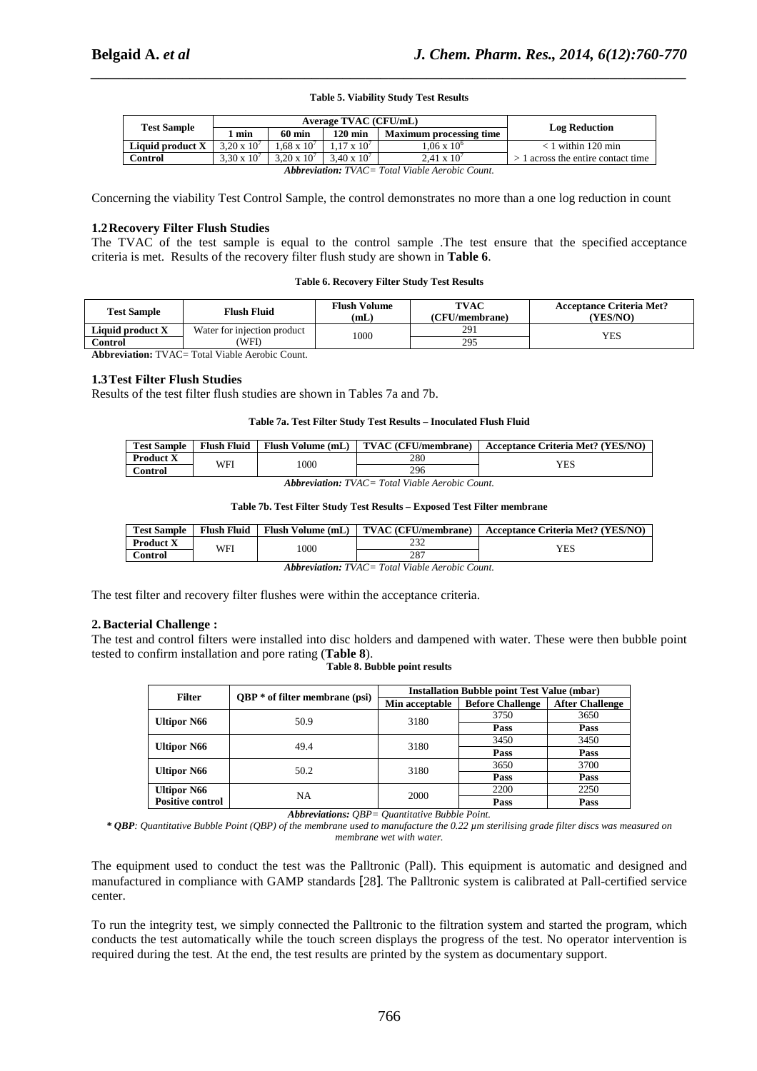**Table 5. Viability Study Test Results**

| Test Sample | Average TVAC (CFU/mL) | | | | Log Reduction |
|---|---|---|---|---|---|
| | 1 min | 60 min | 120 min | Maximum processing time | |
| **Liquid product X** | $3{,}20 \times 10^7$ | $1{,}68 \times 10^7$ | $1{,}17 \times 10^7$ | $1{,}06 \times 10^6$ | < 1 within 120 min |
| **Control** | $3{,}30 \times 10^7$ | $3{,}20 \times 10^7$ | $3{,}40 \times 10^7$ | $2{,}41 \times 10^7$ | > 1 across the entire contact time |

***Abbreviation:** TVAC= Total Viable Aerobic Count.*

Concerning the viability Test Control Sample, the control demonstrates no more than a one log reduction in count

### 1.2 Recovery Filter Flush Studies

The TVAC of the test sample is equal to the control sample .The test ensure that the specified acceptance criteria is met. Results of the recovery filter flush study are shown in **Table 6**.

**Table 6. Recovery Filter Study Test Results**

| Test Sample | Flush Fluid | Flush Volume (mL) | TVAC (CFU/membrane) | Acceptance Criteria Met? (YES/NO) |
|---|---|---|---|---|
| **Liquid product X** | Water for injection product (WFI) | 1000 | 291 | YES |
| **Control** | | | 295 | |

**Abbreviation:** TVAC= Total Viable Aerobic Count.

### 1.3 Test Filter Flush Studies

Results of the test filter flush studies are shown in Tables 7a and 7b.

**Table 7a. Test Filter Study Test Results – Inoculated Flush Fluid**

| Test Sample | Flush Fluid | Flush Volume (mL) | TVAC (CFU/membrane) | Acceptance Criteria Met? (YES/NO) |
|---|---|---|---|---|
| **Product X** | WFI | 1000 | 280 | YES |
| **Control** | | | 296 | |

***Abbreviation:** TVAC= Total Viable Aerobic Count.*

**Table 7b. Test Filter Study Test Results – Exposed Test Filter membrane**

| Test Sample | Flush Fluid | Flush Volume (mL) | TVAC (CFU/membrane) | Acceptance Criteria Met? (YES/NO) |
|---|---|---|---|---|
| **Product X** | WFI | 1000 | 232 | YES |
| **Control** | | | 287 | |

***Abbreviation:** TVAC= Total Viable Aerobic Count.*

The test filter and recovery filter flushes were within the acceptance criteria.

## 2. Bacterial Challenge :

The test and control filters were installed into disc holders and dampened with water. These were then bubble point tested to confirm installation and pore rating (**Table 8**).

**Table 8. Bubble point results**

| Filter | QBP * of filter membrane (psi) | Installation Bubble point Test Value (mbar) | | |
|---|---|---|---|---|
| | | Min acceptable | Before Challenge | After Challenge |
| **Ultipor N66** | 50.9 | 3180 | 3750 | 3650 |
| | | | **Pass** | **Pass** |
| **Ultipor N66** | 49.4 | 3180 | 3450 | 3450 |
| | | | **Pass** | **Pass** |
| **Ultipor N66** | 50.2 | 3180 | 3650 | 3700 |
| | | | **Pass** | **Pass** |
| **Ultipor N66 Positive control** | NA | 2000 | 2200 | 2250 |
| | | | **Pass** | **Pass** |

***Abbreviations:** QBP= Quantitative Bubble Point.*

*** QBP**: Quantitative Bubble Point (QBP) of the membrane used to manufacture the 0.22 µm sterilising grade filter discs was measured on membrane wet with water.*

The equipment used to conduct the test was the Palltronic (Pall). This equipment is automatic and designed and manufactured in compliance with GAMP standards [28]. The Palltronic system is calibrated at Pall-certified service center.

To run the integrity test, we simply connected the Palltronic to the filtration system and started the program, which conducts the test automatically while the touch screen displays the progress of the test. No operator intervention is required during the test. At the end, the test results are printed by the system as documentary support.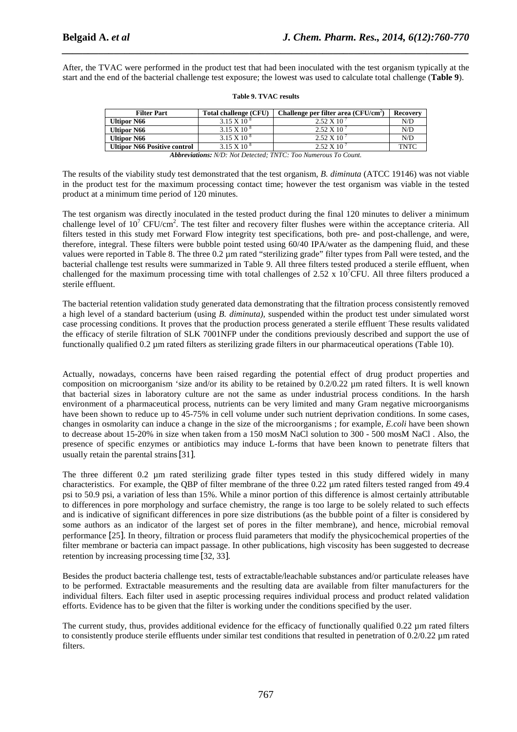After, the TVAC were performed in the product test that had been inoculated with the test organism typically at the start and the end of the bacterial challenge test exposure; the lowest was used to calculate total challenge (**Table 9**).

**Table 9. TVAC results**

| Filter Part | Total challenge (CFU) | Challenge per filter area (CFU/cm$^2$) | Recovery |
|---|---|---|---|
| **Ultipor N66** | $3.15 \times 10^8$ | $2.52 \times 10^7$ | N/D |
| **Ultipor N66** | $3.15 \times 10^8$ | $2.52 \times 10^7$ | N/D |
| **Ultipor N66** | $3.15 \times 10^8$ | $2.52 \times 10^7$ | N/D |
| **Ultipor N66 Positive control** | $3.15 \times 10^8$ | $2.52 \times 10^7$ | TNTC |

***Abbreviations:** N/D: Not Detected; TNTC: Too Numerous To Count.*

The results of the viability study test demonstrated that the test organism, *B. diminuta* (ATCC 19146) was not viable in the product test for the maximum processing contact time; however the test organism was viable in the tested product at a minimum time period of 120 minutes.

The test organism was directly inoculated in the tested product during the final 120 minutes to deliver a minimum challenge level of $10^7$ CFU/cm$^2$. The test filter and recovery filter flushes were within the acceptance criteria. All filters tested in this study met Forward Flow integrity test specifications, both pre- and post-challenge, and were, therefore, integral. These filters were bubble point tested using 60/40 IPA/water as the dampening fluid, and these values were reported in Table 8. The three 0.2 µm rated "sterilizing grade" filter types from Pall were tested, and the bacterial challenge test results were summarized in Table 9. All three filters tested produced a sterile effluent, when challenged for the maximum processing time with total challenges of $2.52 \times 10^7$CFU. All three filters produced a sterile effluent.

The bacterial retention validation study generated data demonstrating that the filtration process consistently removed a high level of a standard bacterium (using *B. diminuta)*, suspended within the product test under simulated worst case processing conditions. It proves that the production process generated a sterile effluent. These results validated the efficacy of sterile filtration of SLK 7001NFP under the conditions previously described and support the use of functionally qualified 0.2 µm rated filters as sterilizing grade filters in our pharmaceutical operations (Table 10).

Actually, nowadays, concerns have been raised regarding the potential effect of drug product properties and composition on microorganism 'size and/or its ability to be retained by 0.2/0.22 µm rated filters. It is well known that bacterial sizes in laboratory culture are not the same as under industrial process conditions. In the harsh environment of a pharmaceutical process, nutrients can be very limited and many Gram negative microorganisms have been shown to reduce up to 45-75% in cell volume under such nutrient deprivation conditions. In some cases, changes in osmolarity can induce a change in the size of the microorganisms ; for example, *E.coli* have been shown to decrease about 15-20% in size when taken from a 150 mosM NaCl solution to 300 - 500 mosM NaCl . Also, the presence of specific enzymes or antibiotics may induce L-forms that have been known to penetrate filters that usually retain the parental strains [31].

The three different 0.2 µm rated sterilizing grade filter types tested in this study differed widely in many characteristics. For example, the QBP of filter membrane of the three 0.22 µm rated filters tested ranged from 49.4 psi to 50.9 psi, a variation of less than 15%. While a minor portion of this difference is almost certainly attributable to differences in pore morphology and surface chemistry, the range is too large to be solely related to such effects and is indicative of significant differences in pore size distributions (as the bubble point of a filter is considered by some authors as an indicator of the largest set of pores in the filter membrane), and hence, microbial removal performance [25]. In theory, filtration or process fluid parameters that modify the physicochemical properties of the filter membrane or bacteria can impact passage. In other publications, high viscosity has been suggested to decrease retention by increasing processing time [32, 33].

Besides the product bacteria challenge test, tests of extractable/leachable substances and/or particulate releases have to be performed. Extractable measurements and the resulting data are available from filter manufacturers for the individual filters. Each filter used in aseptic processing requires individual process and product related validation efforts. Evidence has to be given that the filter is working under the conditions specified by the user.

The current study, thus, provides additional evidence for the efficacy of functionally qualified 0.22 µm rated filters to consistently produce sterile effluents under similar test conditions that resulted in penetration of 0.2/0.22 µm rated filters.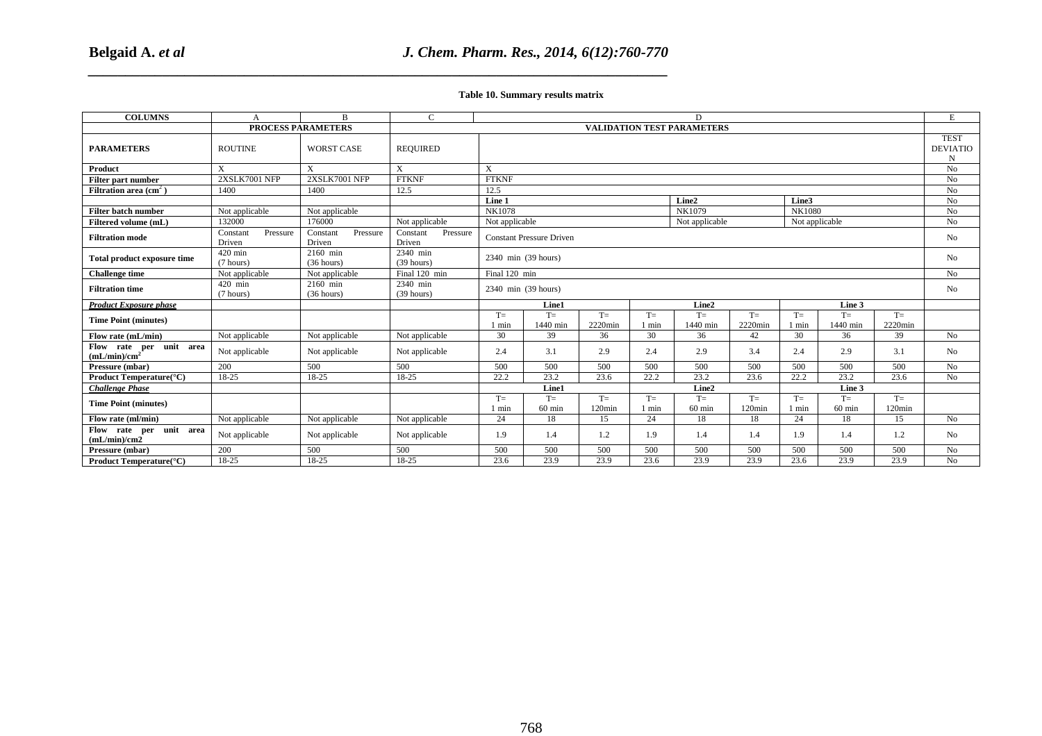**Table 10. Summary results matrix**

| COLUMNS | A | B | C | D | | | | | | | | | E |
|---|---|---|---|---|---|---|---|---|---|---|---|---|---|
| | PROCESS PARAMETERS | | VALIDATION TEST PARAMETERS | | | | | | | | | | |
| **PARAMETERS** | ROUTINE | WORST CASE | REQUIRED | | | | | | | | | | TEST DEVIATION |
| **Product** | X | X | X | X | | | | | | | | | No |
| **Filter part number** | 2XSLK7001 NFP | 2XSLK7001 NFP | FTKNF | FTKNF | | | | | | | | | No |
| **Filtration area ($cm^2$)** | 1400 | 1400 | 12.5 | 12.5 | | | | | | | | | No |
| | | | | **Line 1** | | | **Line2** | | | **Line3** | | | No |
| **Filter batch number** | Not applicable | Not applicable | | NK1078 | | | NK1079 | | | NK1080 | | | No |
| **Filtered volume (mL)** | 132000 | 176000 | Not applicable | Not applicable | | | Not applicable | | | Not applicable | | | No |
| **Filtration mode** | Constant Pressure Driven | Constant Pressure Driven | Constant Pressure Driven | Constant Pressure Driven | | | | | | | | | No |
| **Total product exposure time** | 420 min (7 hours) | 2160 min (36 hours) | 2340 min (39 hours) | 2340 min (39 hours) | | | | | | | | | No |
| **Challenge time** | Not applicable | Not applicable | Final 120 min | Final 120 min | | | | | | | | | No |
| **Filtration time** | 420 min (7 hours) | 2160 min (36 hours) | 2340 min (39 hours) | 2340 min (39 hours) | | | | | | | | | No |
| ***Product Exposure phase*** | | | | **Line1** | | | **Line2** | | | **Line 3** | | | |
| **Time Point (minutes)** | | | | T= 1 min | T= 1440 min | T= 2220min | T= 1 min | T= 1440 min | T= 2220min | T= 1 min | T= 1440 min | T= 2220min | |
| **Flow rate (mL/min)** | Not applicable | Not applicable | Not applicable | 30 | 39 | 36 | 30 | 36 | 42 | 30 | 36 | 39 | No |
| **Flow rate per unit area (mL/min)/$cm^2$** | Not applicable | Not applicable | Not applicable | 2.4 | 3.1 | 2.9 | 2.4 | 2.9 | 3.4 | 2.4 | 2.9 | 3.1 | No |
| **Pressure (mbar)** | 200 | 500 | 500 | 500 | 500 | 500 | 500 | 500 | 500 | 500 | 500 | 500 | No |
| **Product Temperature(°C)** | 18-25 | 18-25 | 18-25 | 22.2 | 23.2 | 23.6 | 22.2 | 23.2 | 23.6 | 22.2 | 23.2 | 23.6 | No |
| ***Challenge Phase*** | | | | **Line1** | | | **Line2** | | | **Line 3** | | | |
| **Time Point (minutes)** | | | | T= 1 min | T= 60 min | T= 120min | T= 1 min | T= 60 min | T= 120min | T= 1 min | T= 60 min | T= 120min | |
| **Flow rate (ml/min)** | Not applicable | Not applicable | Not applicable | 24 | 18 | 15 | 24 | 18 | 18 | 24 | 18 | 15 | No |
| **Flow rate per unit area (mL/min)/cm2** | Not applicable | Not applicable | Not applicable | 1.9 | 1.4 | 1.2 | 1.9 | 1.4 | 1.4 | 1.9 | 1.4 | 1.2 | No |
| **Pressure (mbar)** | 200 | 500 | 500 | 500 | 500 | 500 | 500 | 500 | 500 | 500 | 500 | 500 | No |
| **Product Temperature(°C)** | 18-25 | 18-25 | 18-25 | 23.6 | 23.9 | 23.9 | 23.6 | 23.9 | 23.9 | 23.6 | 23.9 | 23.9 | No |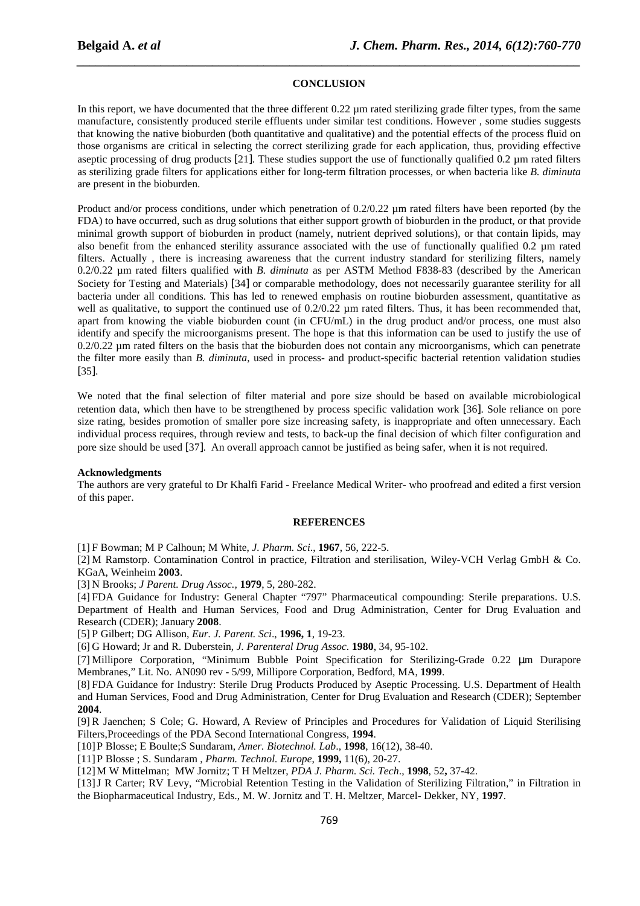## CONCLUSION

In this report, we have documented that the three different 0.22 µm rated sterilizing grade filter types, from the same manufacture, consistently produced sterile effluents under similar test conditions. However , some studies suggests that knowing the native bioburden (both quantitative and qualitative) and the potential effects of the process fluid on those organisms are critical in selecting the correct sterilizing grade for each application, thus, providing effective aseptic processing of drug products [21]. These studies support the use of functionally qualified 0.2 µm rated filters as sterilizing grade filters for applications either for long-term filtration processes, or when bacteria like *B. diminuta* are present in the bioburden.

Product and/or process conditions, under which penetration of 0.2/0.22 µm rated filters have been reported (by the FDA) to have occurred, such as drug solutions that either support growth of bioburden in the product, or that provide minimal growth support of bioburden in product (namely, nutrient deprived solutions), or that contain lipids, may also benefit from the enhanced sterility assurance associated with the use of functionally qualified 0.2 µm rated filters. Actually , there is increasing awareness that the current industry standard for sterilizing filters, namely 0.2/0.22 µm rated filters qualified with *B. diminuta* as per ASTM Method F838-83 (described by the American Society for Testing and Materials) [34] or comparable methodology, does not necessarily guarantee sterility for all bacteria under all conditions. This has led to renewed emphasis on routine bioburden assessment, quantitative as well as qualitative, to support the continued use of 0.2/0.22 µm rated filters. Thus, it has been recommended that, apart from knowing the viable bioburden count (in CFU/mL) in the drug product and/or process, one must also identify and specify the microorganisms present. The hope is that this information can be used to justify the use of 0.2/0.22 µm rated filters on the basis that the bioburden does not contain any microorganisms, which can penetrate the filter more easily than *B. diminuta*, used in process- and product-specific bacterial retention validation studies [35].

We noted that the final selection of filter material and pore size should be based on available microbiological retention data, which then have to be strengthened by process specific validation work [36]. Sole reliance on pore size rating, besides promotion of smaller pore size increasing safety, is inappropriate and often unnecessary. Each individual process requires, through review and tests, to back-up the final decision of which filter configuration and pore size should be used [37]. An overall approach cannot be justified as being safer, when it is not required.

**Acknowledgments**

The authors are very grateful to Dr Khalfi Farid - Freelance Medical Writer- who proofread and edited a first version of this paper.

## REFERENCES

[1] F Bowman; M P Calhoun; M White, *J. Pharm. Sci*., **1967**, 56, 222-5.

[2] M Ramstorp. Contamination Control in practice, Filtration and sterilisation, Wiley-VCH Verlag GmbH & Co. KGaA, Weinheim **2003**.

[3] N Brooks; *J Parent. Drug Assoc.,* **1979**, 5, 280-282.

[4] FDA Guidance for Industry: General Chapter "797" Pharmaceutical compounding: Sterile preparations. U.S. Department of Health and Human Services, Food and Drug Administration, Center for Drug Evaluation and Research (CDER); January **2008**.

[5] P Gilbert; DG Allison, *Eur. J. Parent. Sci*., **1996, 1**, 19-23.

[6] G Howard; Jr and R. Duberstein, *J. Parenteral Drug Assoc.* **1980**, 34, 95-102.

[7] Millipore Corporation, "Minimum Bubble Point Specification for Sterilizing-Grade 0.22 µm Durapore Membranes," Lit. No. AN090 rev - 5/99, Millipore Corporation, Bedford, MA, **1999**.

[8] FDA Guidance for Industry: Sterile Drug Products Produced by Aseptic Processing. U.S. Department of Health and Human Services, Food and Drug Administration, Center for Drug Evaluation and Research (CDER); September **2004**.

[9] R Jaenchen; S Cole; G. Howard, A Review of Principles and Procedures for Validation of Liquid Sterilising Filters,Proceedings of the PDA Second International Congress, **1994**.

[10] P Blosse; E Boulte;S Sundaram, *Amer. Biotechnol. Lab*., **1998**, 16(12), 38-40.

[11] P Blosse ; S. Sundaram , *Pharm. Technol. Europe*, **1999,** 11(6), 20-27.

[12] M W Mittelman; MW Jornitz; T H Meltzer, *PDA J. Pharm. Sci. Tech*., **1998**, 52**,** 37-42.

[13] J R Carter; RV Levy, "Microbial Retention Testing in the Validation of Sterilizing Filtration," in Filtration in the Biopharmaceutical Industry, Eds., M. W. Jornitz and T. H. Meltzer, Marcel- Dekker, NY, **1997**.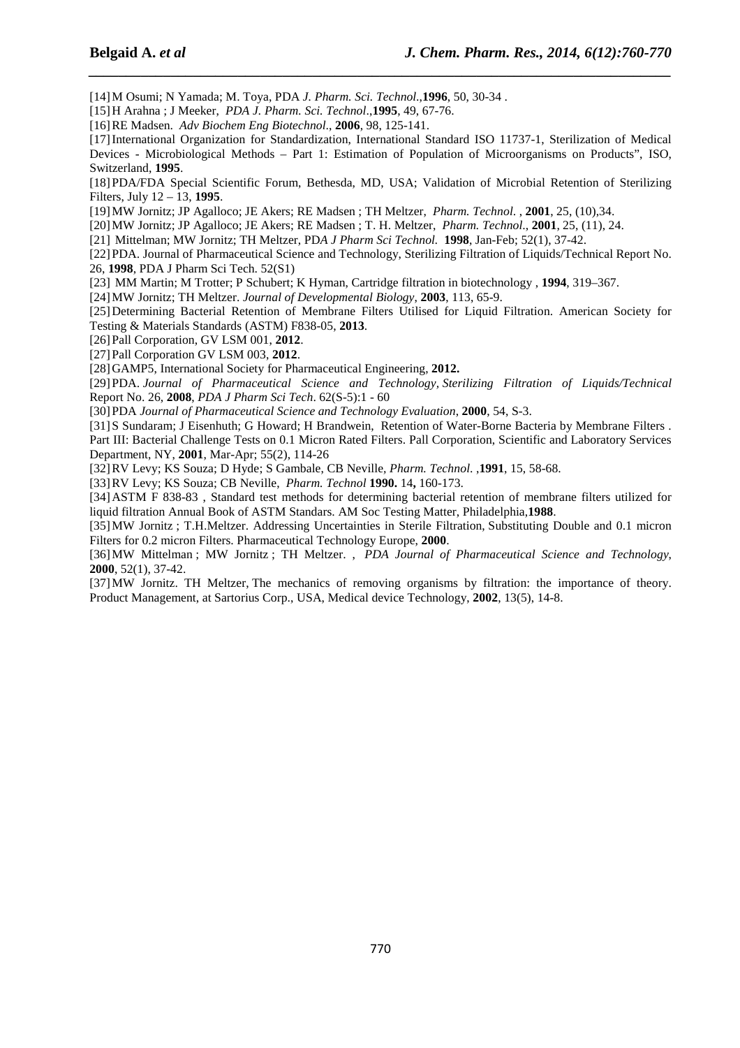[14] M Osumi; N Yamada; M. Toya, PDA *J. Pharm. Sci. Technol.*,**1996**, 50, 30-34 .

[15] H Arahna ; J Meeker, *PDA J. Pharm. Sci. Technol*.,**1995**, 49, 67-76.

[16] RE Madsen. *Adv Biochem Eng Biotechnol*., **2006**, 98, 125-141.

[17] International Organization for Standardization, International Standard ISO 11737-1, Sterilization of Medical Devices - Microbiological Methods – Part 1: Estimation of Population of Microorganisms on Products", ISO, Switzerland, **1995**.

[18] PDA/FDA Special Scientific Forum, Bethesda, MD, USA; Validation of Microbial Retention of Sterilizing Filters, July 12 – 13, **1995**.

[19] MW Jornitz; JP Agalloco; JE Akers; RE Madsen ; TH Meltzer, *Pharm. Technol.* , **2001**, 25, (10),34.

[20] MW Jornitz; JP Agalloco; JE Akers; RE Madsen ; T. H. Meltzer, *Pharm. Technol*., **2001**, 25, (11), 24.

[21] Mittelman; MW Jornitz; TH Meltzer, PD*A J Pharm Sci Technol.* **1998**, Jan-Feb; 52(1), 37-42.

[22] PDA. Journal of Pharmaceutical Science and Technology, Sterilizing Filtration of Liquids/Technical Report No. 26, **1998**, PDA J Pharm Sci Tech. 52(S1)

[23] MM Martin; M Trotter; P Schubert; K Hyman, Cartridge filtration in biotechnology , **1994**, 319–367.

[24] MW Jornitz; TH Meltzer. *Journal of Developmental Biology*, **2003**, 113, 65-9.

[25] Determining Bacterial Retention of Membrane Filters Utilised for Liquid Filtration. American Society for Testing & Materials Standards (ASTM) F838-05, **2013**.

[26] Pall Corporation, GV LSM 001, **2012**.

[27] Pall Corporation GV LSM 003, **2012**.

[28] GAMP5, International Society for Pharmaceutical Engineering, **2012.**

[29] PDA. *Journal of Pharmaceutical Science and Technology, Sterilizing Filtration of Liquids/Technical* Report No. 26, **2008**, *PDA J Pharm Sci Tech*. 62(S-5):1 - 60

[30] PDA *Journal of Pharmaceutical Science and Technology Evaluation*, **2000**, 54, S-3.

[31] S Sundaram; J Eisenhuth; G Howard; H Brandwein, Retention of Water-Borne Bacteria by Membrane Filters . Part III: Bacterial Challenge Tests on 0.1 Micron Rated Filters. Pall Corporation, Scientific and Laboratory Services Department, NY, **2001**, Mar-Apr; 55(2), 114-26

[32] RV Levy; KS Souza; D Hyde; S Gambale, CB Neville, *Pharm. Technol.* ,**1991**, 15, 58-68.

[33] RV Levy; KS Souza; CB Neville, *Pharm. Technol* **1990.** 14**,** 160-173.

[34] ASTM F 838-83 , Standard test methods for determining bacterial retention of membrane filters utilized for liquid filtration Annual Book of ASTM Standars. AM Soc Testing Matter, Philadelphia,**1988**.

[35] MW Jornitz ; T.H.Meltzer. Addressing Uncertainties in Sterile Filtration, Substituting Double and 0.1 micron Filters for 0.2 micron Filters. Pharmaceutical Technology Europe, **2000**.

[36] MW Mittelman ; MW Jornitz ; TH Meltzer. , *PDA Journal of Pharmaceutical Science and Technology*, **2000**, 52(1), 37-42.

[37] MW Jornitz. TH Meltzer, The mechanics of removing organisms by filtration: the importance of theory. Product Management, at Sartorius Corp., USA, Medical device Technology, **2002**, 13(5), 14-8.